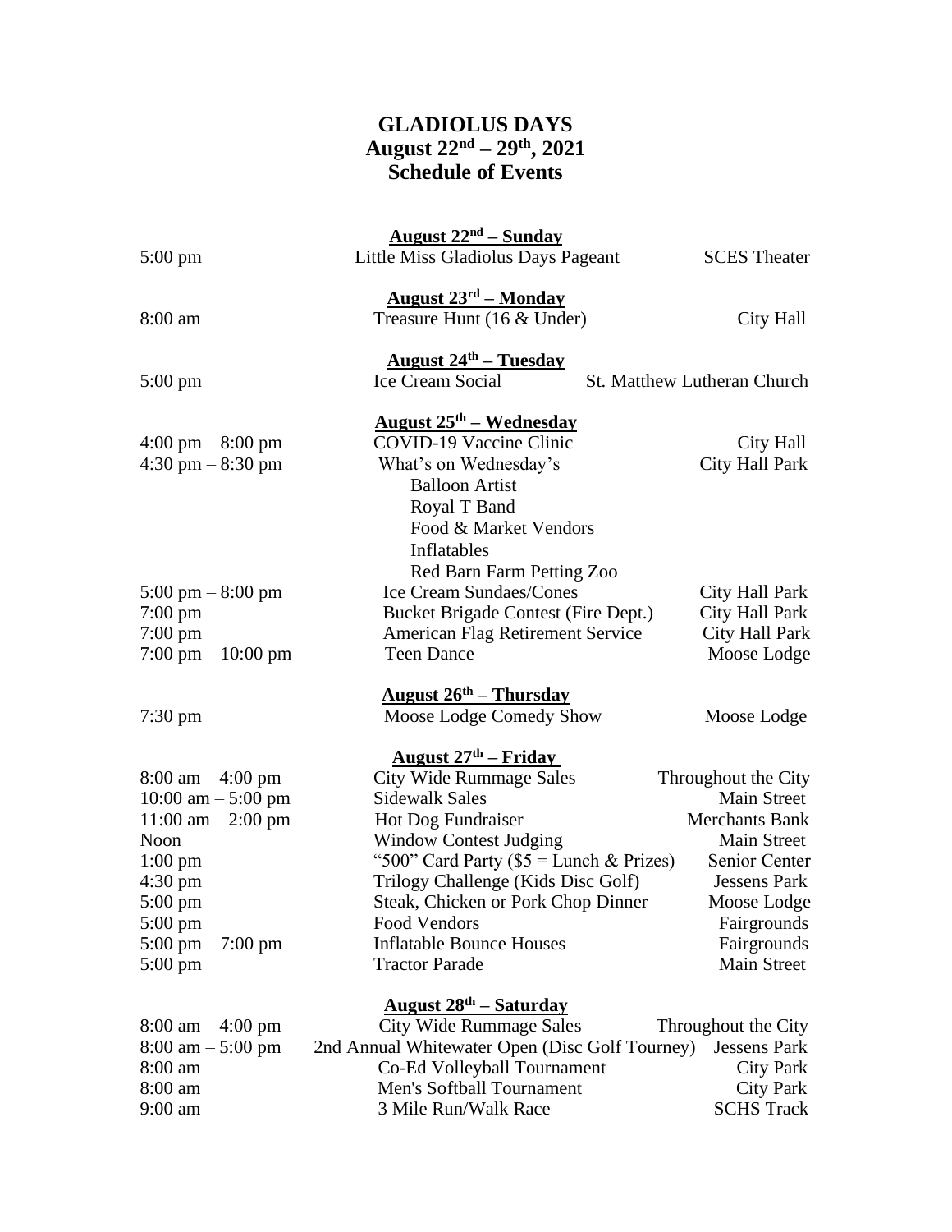# GLADIOLUS DAYS
## August 22nd – 29th, 2021
## Schedule of Events

**August 22nd – Sunday**

| | | |
|---|---|---|
| 5:00 pm | Little Miss Gladiolus Days Pageant | SCES Theater |

**August 23rd – Monday**

| | | |
|---|---|---|
| 8:00 am | Treasure Hunt (16 & Under) | City Hall |

**August 24th – Tuesday**

| | | |
|---|---|---|
| 5:00 pm | Ice Cream Social | St. Matthew Lutheran Church |

**August 25th – Wednesday**

| | | |
|---|---|---|
| 4:00 pm – 8:00 pm | COVID-19 Vaccine Clinic | City Hall |
| 4:30 pm – 8:30 pm | What's on Wednesday's<br>Balloon Artist<br>Royal T Band<br>Food & Market Vendors<br>Inflatables<br>Red Barn Farm Petting Zoo | City Hall Park |
| 5:00 pm – 8:00 pm | Ice Cream Sundaes/Cones | City Hall Park |
| 7:00 pm | Bucket Brigade Contest (Fire Dept.) | City Hall Park |
| 7:00 pm | American Flag Retirement Service | City Hall Park |
| 7:00 pm – 10:00 pm | Teen Dance | Moose Lodge |

**August 26th – Thursday**

| | | |
|---|---|---|
| 7:30 pm | Moose Lodge Comedy Show | Moose Lodge |

**August 27th – Friday**

| | | |
|---|---|---|
| 8:00 am – 4:00 pm | City Wide Rummage Sales | Throughout the City |
| 10:00 am – 5:00 pm | Sidewalk Sales | Main Street |
| 11:00 am – 2:00 pm | Hot Dog Fundraiser | Merchants Bank |
| Noon | Window Contest Judging | Main Street |
| 1:00 pm | "500" Card Party ($5 = Lunch & Prizes) | Senior Center |
| 4:30 pm | Trilogy Challenge (Kids Disc Golf) | Jessens Park |
| 5:00 pm | Steak, Chicken or Pork Chop Dinner | Moose Lodge |
| 5:00 pm | Food Vendors | Fairgrounds |
| 5:00 pm – 7:00 pm | Inflatable Bounce Houses | Fairgrounds |
| 5:00 pm | Tractor Parade | Main Street |

**August 28th – Saturday**

| | | |
|---|---|---|
| 8:00 am – 4:00 pm | City Wide Rummage Sales | Throughout the City |
| 8:00 am – 5:00 pm | 2nd Annual Whitewater Open (Disc Golf Tourney) | Jessens Park |
| 8:00 am | Co-Ed Volleyball Tournament | City Park |
| 8:00 am | Men's Softball Tournament | City Park |
| 9:00 am | 3 Mile Run/Walk Race | SCHS Track |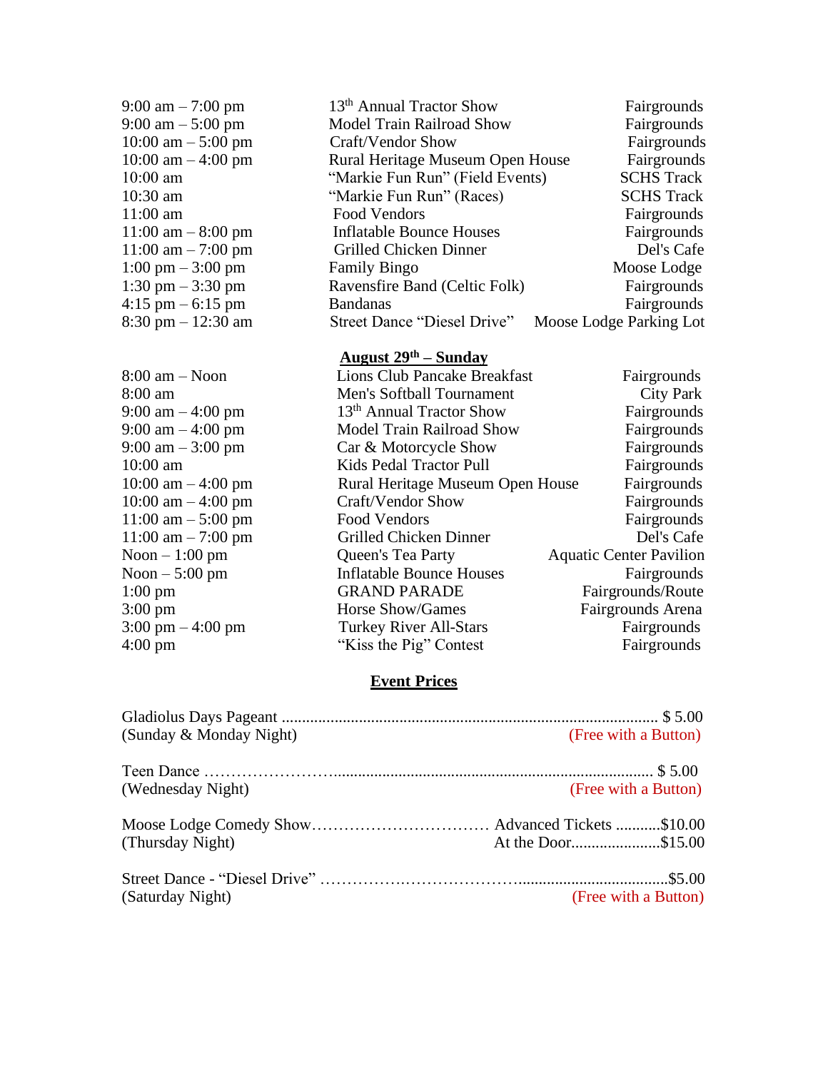| | | |
|---|---|---|
| 9:00 am – 7:00 pm | 13th Annual Tractor Show | Fairgrounds |
| 9:00 am – 5:00 pm | Model Train Railroad Show | Fairgrounds |
| 10:00 am – 5:00 pm | Craft/Vendor Show | Fairgrounds |
| 10:00 am – 4:00 pm | Rural Heritage Museum Open House | Fairgrounds |
| 10:00 am | "Markie Fun Run" (Field Events) | SCHS Track |
| 10:30 am | "Markie Fun Run" (Races) | SCHS Track |
| 11:00 am | Food Vendors | Fairgrounds |
| 11:00 am – 8:00 pm | Inflatable Bounce Houses | Fairgrounds |
| 11:00 am – 7:00 pm | Grilled Chicken Dinner | Del's Cafe |
| 1:00 pm – 3:00 pm | Family Bingo | Moose Lodge |
| 1:30 pm – 3:30 pm | Ravensfire Band (Celtic Folk) | Fairgrounds |
| 4:15 pm – 6:15 pm | Bandanas | Fairgrounds |
| 8:30 pm – 12:30 am | Street Dance "Diesel Drive" | Moose Lodge Parking Lot |

## August 29th – Sunday

| | | |
|---|---|---|
| 8:00 am – Noon | Lions Club Pancake Breakfast | Fairgrounds |
| 8:00 am | Men's Softball Tournament | City Park |
| 9:00 am – 4:00 pm | 13th Annual Tractor Show | Fairgrounds |
| 9:00 am – 4:00 pm | Model Train Railroad Show | Fairgrounds |
| 9:00 am – 3:00 pm | Car & Motorcycle Show | Fairgrounds |
| 10:00 am | Kids Pedal Tractor Pull | Fairgrounds |
| 10:00 am – 4:00 pm | Rural Heritage Museum Open House | Fairgrounds |
| 10:00 am – 4:00 pm | Craft/Vendor Show | Fairgrounds |
| 11:00 am – 5:00 pm | Food Vendors | Fairgrounds |
| 11:00 am – 7:00 pm | Grilled Chicken Dinner | Del's Cafe |
| Noon – 1:00 pm | Queen's Tea Party | Aquatic Center Pavilion |
| Noon – 5:00 pm | Inflatable Bounce Houses | Fairgrounds |
| 1:00 pm | GRAND PARADE | Fairgrounds/Route |
| 3:00 pm | Horse Show/Games | Fairgrounds Arena |
| 3:00 pm – 4:00 pm | Turkey River All-Stars | Fairgrounds |
| 4:00 pm | "Kiss the Pig" Contest | Fairgrounds |

## Event Prices

Gladiolus Days Pageant ............................................................ $ 5.00
(Sunday & Monday Night) (Free with a Button)

Teen Dance ............................................................ $ 5.00
(Wednesday Night) (Free with a Button)

Moose Lodge Comedy Show.............................. Advanced Tickets ...........$10.00
(Thursday Night) At the Door......................$15.00

Street Dance - "Diesel Drive" ............................................................$5.00
(Saturday Night) (Free with a Button)